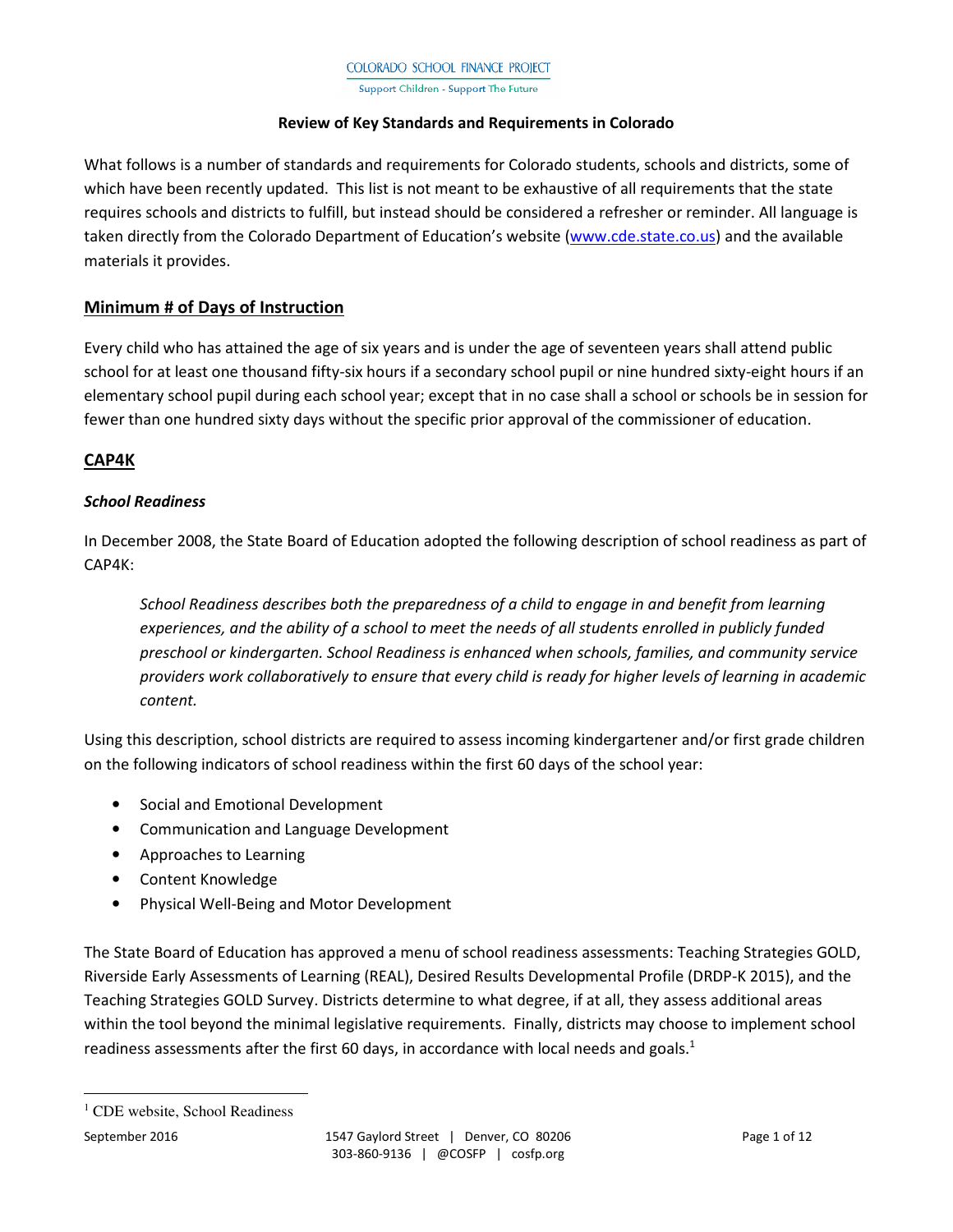COLORADO SCHOOL FINANCE PROJECT

Support Children - Support The Future

# Review of Key Standards and Requirements in Colorado

What follows is a number of standards and requirements for Colorado students, schools and districts, some of which have been recently updated. This list is not meant to be exhaustive of all requirements that the state requires schools and districts to fulfill, but instead should be considered a refresher or reminder. All language is taken directly from the Colorado Department of Education's website (www.cde.state.co.us) and the available materials it provides.

## Minimum # of Days of Instruction

Every child who has attained the age of six years and is under the age of seventeen years shall attend public school for at least one thousand fifty-six hours if a secondary school pupil or nine hundred sixty-eight hours if an elementary school pupil during each school year; except that in no case shall a school or schools be in session for fewer than one hundred sixty days without the specific prior approval of the commissioner of education.

## CAP4K

### *School Readiness*

In December 2008, the State Board of Education adopted the following description of school readiness as part of CAP4K:

> *School Readiness describes both the preparedness of a child to engage in and benefit from learning experiences, and the ability of a school to meet the needs of all students enrolled in publicly funded preschool or kindergarten. School Readiness is enhanced when schools, families, and community service providers work collaboratively to ensure that every child is ready for higher levels of learning in academic content.*

Using this description, school districts are required to assess incoming kindergartener and/or first grade children on the following indicators of school readiness within the first 60 days of the school year:

- Social and Emotional Development
- Communication and Language Development
- Approaches to Learning
- Content Knowledge
- Physical Well-Being and Motor Development

The State Board of Education has approved a menu of school readiness assessments: Teaching Strategies GOLD, Riverside Early Assessments of Learning (REAL), Desired Results Developmental Profile (DRDP-K 2015), and the Teaching Strategies GOLD Survey. Districts determine to what degree, if at all, they assess additional areas within the tool beyond the minimal legislative requirements. Finally, districts may choose to implement school readiness assessments after the first 60 days, in accordance with local needs and goals.[1]

[1] CDE website, School Readiness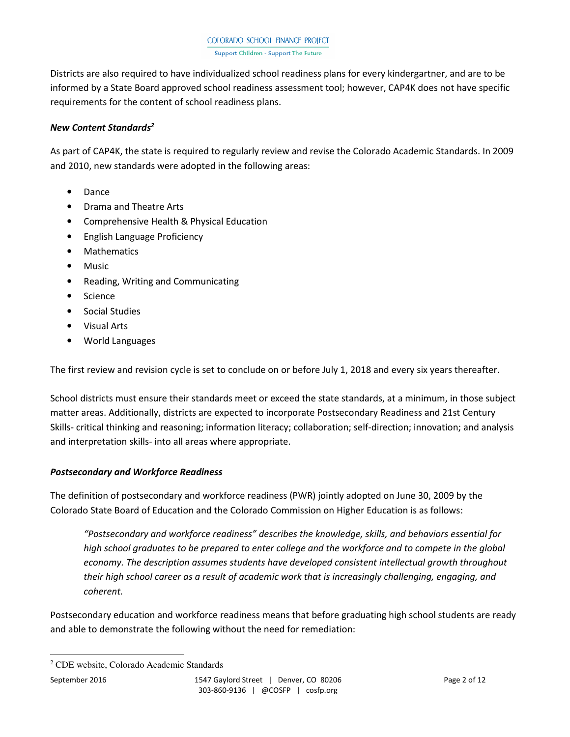Districts are also required to have individualized school readiness plans for every kindergartner, and are to be informed by a State Board approved school readiness assessment tool; however, CAP4K does not have specific requirements for the content of school readiness plans.

### *New Content Standards*[2]

As part of CAP4K, the state is required to regularly review and revise the Colorado Academic Standards. In 2009 and 2010, new standards were adopted in the following areas:

- Dance
- Drama and Theatre Arts
- Comprehensive Health & Physical Education
- English Language Proficiency
- Mathematics
- Music
- Reading, Writing and Communicating
- Science
- Social Studies
- Visual Arts
- World Languages

The first review and revision cycle is set to conclude on or before July 1, 2018 and every six years thereafter.

School districts must ensure their standards meet or exceed the state standards, at a minimum, in those subject matter areas. Additionally, districts are expected to incorporate Postsecondary Readiness and 21st Century Skills- critical thinking and reasoning; information literacy; collaboration; self-direction; innovation; and analysis and interpretation skills- into all areas where appropriate.

### *Postsecondary and Workforce Readiness*

The definition of postsecondary and workforce readiness (PWR) jointly adopted on June 30, 2009 by the Colorado State Board of Education and the Colorado Commission on Higher Education is as follows:

> *"Postsecondary and workforce readiness" describes the knowledge, skills, and behaviors essential for high school graduates to be prepared to enter college and the workforce and to compete in the global economy. The description assumes students have developed consistent intellectual growth throughout their high school career as a result of academic work that is increasingly challenging, engaging, and coherent.*

Postsecondary education and workforce readiness means that before graduating high school students are ready and able to demonstrate the following without the need for remediation:

---

[2] CDE website, Colorado Academic Standards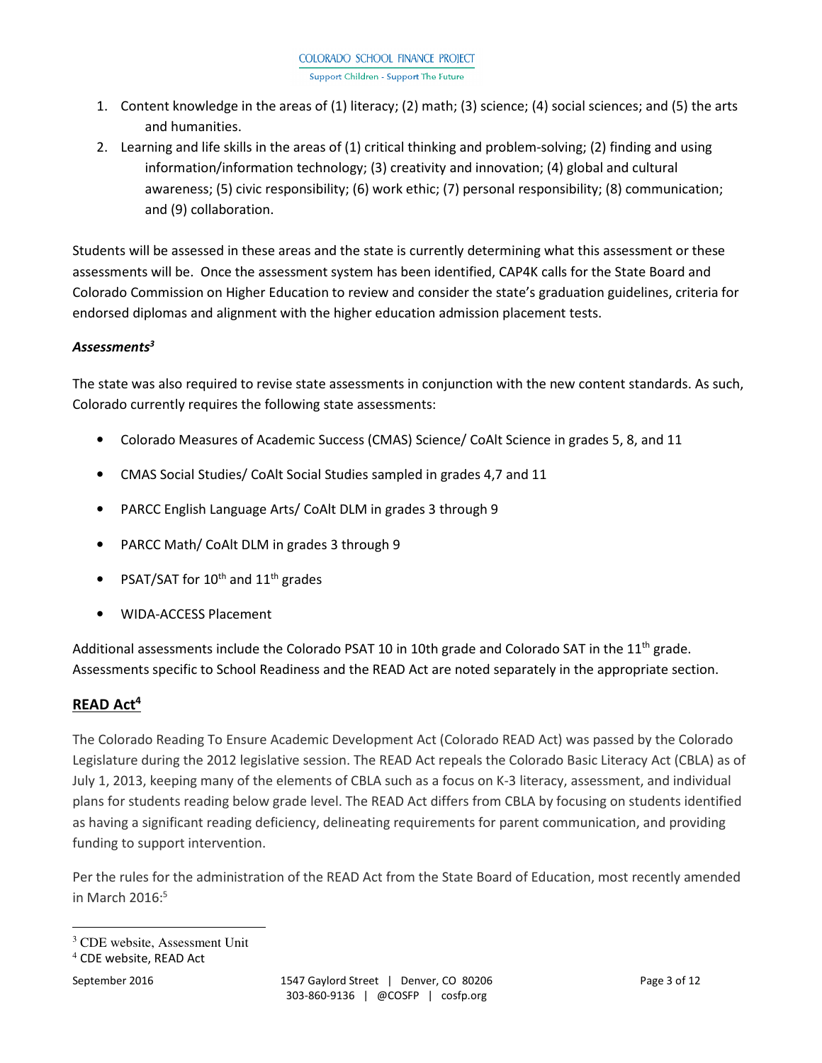1. Content knowledge in the areas of (1) literacy; (2) math; (3) science; (4) social sciences; and (5) the arts and humanities.
2. Learning and life skills in the areas of (1) critical thinking and problem-solving; (2) finding and using information/information technology; (3) creativity and innovation; (4) global and cultural awareness; (5) civic responsibility; (6) work ethic; (7) personal responsibility; (8) communication; and (9) collaboration.

Students will be assessed in these areas and the state is currently determining what this assessment or these assessments will be. Once the assessment system has been identified, CAP4K calls for the State Board and Colorado Commission on Higher Education to review and consider the state's graduation guidelines, criteria for endorsed diplomas and alignment with the higher education admission placement tests.

***Assessments*[3]**

The state was also required to revise state assessments in conjunction with the new content standards. As such, Colorado currently requires the following state assessments:

- Colorado Measures of Academic Success (CMAS) Science/ CoAlt Science in grades 5, 8, and 11
- CMAS Social Studies/ CoAlt Social Studies sampled in grades 4,7 and 11
- PARCC English Language Arts/ CoAlt DLM in grades 3 through 9
- PARCC Math/ CoAlt DLM in grades 3 through 9
- PSAT/SAT for 10th and 11th grades
- WIDA-ACCESS Placement

Additional assessments include the Colorado PSAT 10 in 10th grade and Colorado SAT in the 11th grade. Assessments specific to School Readiness and the READ Act are noted separately in the appropriate section.

## READ Act[4]

The Colorado Reading To Ensure Academic Development Act (Colorado READ Act) was passed by the Colorado Legislature during the 2012 legislative session. The READ Act repeals the Colorado Basic Literacy Act (CBLA) as of July 1, 2013, keeping many of the elements of CBLA such as a focus on K-3 literacy, assessment, and individual plans for students reading below grade level. The READ Act differs from CBLA by focusing on students identified as having a significant reading deficiency, delineating requirements for parent communication, and providing funding to support intervention.

Per the rules for the administration of the READ Act from the State Board of Education, most recently amended in March 2016:[5]

---

[3] CDE website, Assessment Unit

[4] CDE website, READ Act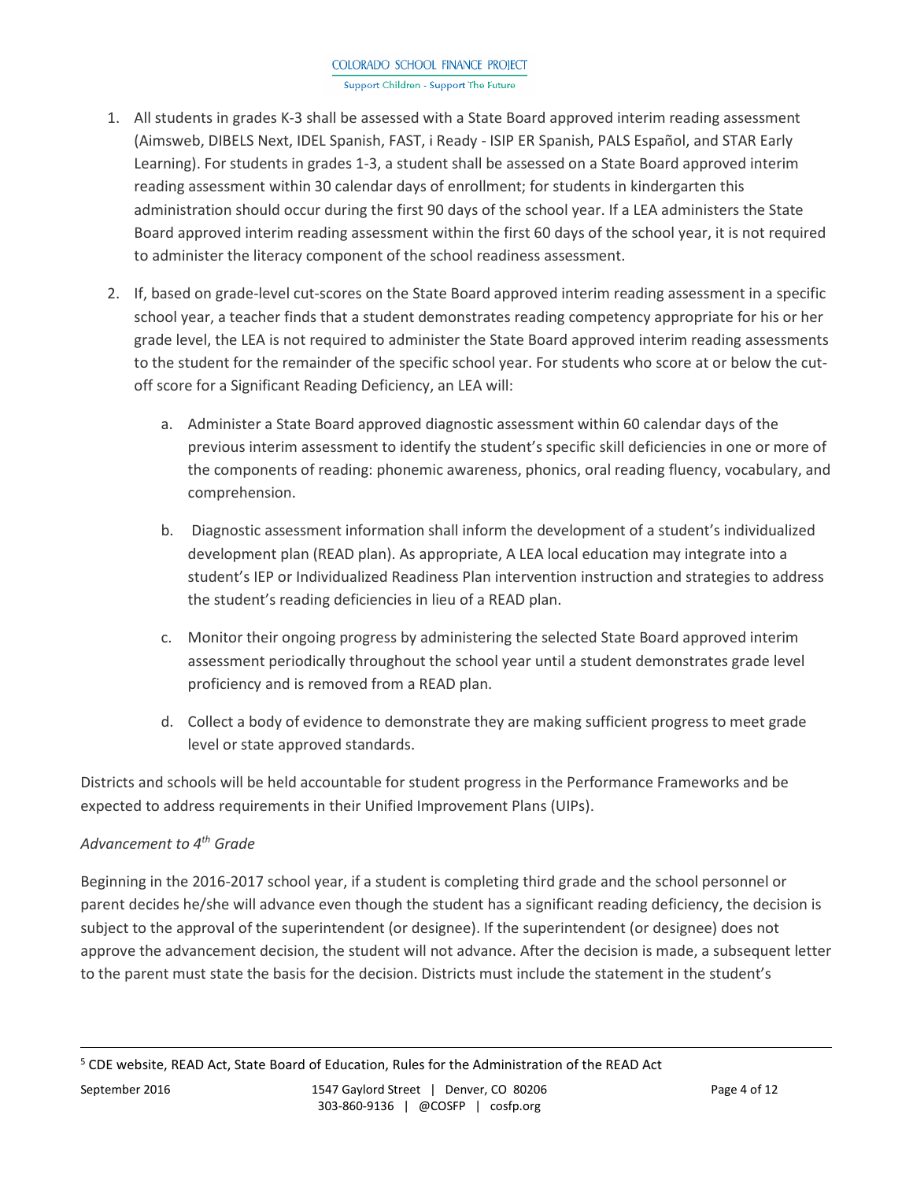1. All students in grades K-3 shall be assessed with a State Board approved interim reading assessment (Aimsweb, DIBELS Next, IDEL Spanish, FAST, i Ready - ISIP ER Spanish, PALS Español, and STAR Early Learning). For students in grades 1-3, a student shall be assessed on a State Board approved interim reading assessment within 30 calendar days of enrollment; for students in kindergarten this administration should occur during the first 90 days of the school year. If a LEA administers the State Board approved interim reading assessment within the first 60 days of the school year, it is not required to administer the literacy component of the school readiness assessment.

2. If, based on grade-level cut-scores on the State Board approved interim reading assessment in a specific school year, a teacher finds that a student demonstrates reading competency appropriate for his or her grade level, the LEA is not required to administer the State Board approved interim reading assessments to the student for the remainder of the specific school year. For students who score at or below the cut-off score for a Significant Reading Deficiency, an LEA will:

   a. Administer a State Board approved diagnostic assessment within 60 calendar days of the previous interim assessment to identify the student's specific skill deficiencies in one or more of the components of reading: phonemic awareness, phonics, oral reading fluency, vocabulary, and comprehension.

   b. Diagnostic assessment information shall inform the development of a student's individualized development plan (READ plan). As appropriate, A LEA local education may integrate into a student's IEP or Individualized Readiness Plan intervention instruction and strategies to address the student's reading deficiencies in lieu of a READ plan.

   c. Monitor their ongoing progress by administering the selected State Board approved interim assessment periodically throughout the school year until a student demonstrates grade level proficiency and is removed from a READ plan.

   d. Collect a body of evidence to demonstrate they are making sufficient progress to meet grade level or state approved standards.

Districts and schools will be held accountable for student progress in the Performance Frameworks and be expected to address requirements in their Unified Improvement Plans (UIPs).

*Advancement to 4th Grade*

Beginning in the 2016-2017 school year, if a student is completing third grade and the school personnel or parent decides he/she will advance even though the student has a significant reading deficiency, the decision is subject to the approval of the superintendent (or designee). If the superintendent (or designee) does not approve the advancement decision, the student will not advance. After the decision is made, a subsequent letter to the parent must state the basis for the decision. Districts must include the statement in the student's

---

[5] CDE website, READ Act, State Board of Education, Rules for the Administration of the READ Act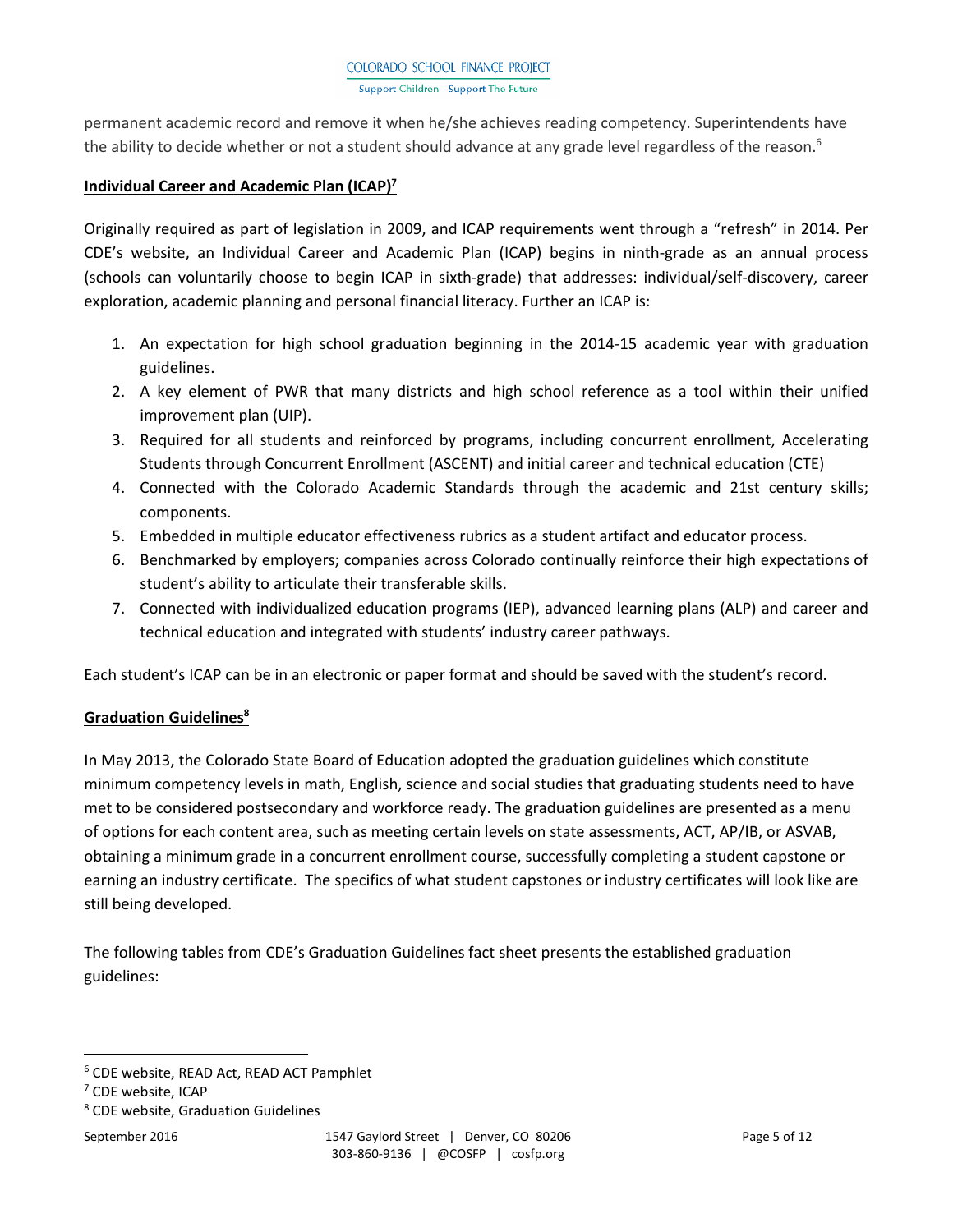permanent academic record and remove it when he/she achieves reading competency. Superintendents have the ability to decide whether or not a student should advance at any grade level regardless of the reason.[6]

**Individual Career and Academic Plan (ICAP)[7]**

Originally required as part of legislation in 2009, and ICAP requirements went through a "refresh" in 2014. Per CDE's website, an Individual Career and Academic Plan (ICAP) begins in ninth-grade as an annual process (schools can voluntarily choose to begin ICAP in sixth-grade) that addresses: individual/self-discovery, career exploration, academic planning and personal financial literacy. Further an ICAP is:

1. An expectation for high school graduation beginning in the 2014-15 academic year with graduation guidelines.
2. A key element of PWR that many districts and high school reference as a tool within their unified improvement plan (UIP).
3. Required for all students and reinforced by programs, including concurrent enrollment, Accelerating Students through Concurrent Enrollment (ASCENT) and initial career and technical education (CTE)
4. Connected with the Colorado Academic Standards through the academic and 21st century skills; components.
5. Embedded in multiple educator effectiveness rubrics as a student artifact and educator process.
6. Benchmarked by employers; companies across Colorado continually reinforce their high expectations of student's ability to articulate their transferable skills.
7. Connected with individualized education programs (IEP), advanced learning plans (ALP) and career and technical education and integrated with students' industry career pathways.

Each student's ICAP can be in an electronic or paper format and should be saved with the student's record.

**Graduation Guidelines[8]**

In May 2013, the Colorado State Board of Education adopted the graduation guidelines which constitute minimum competency levels in math, English, science and social studies that graduating students need to have met to be considered postsecondary and workforce ready. The graduation guidelines are presented as a menu of options for each content area, such as meeting certain levels on state assessments, ACT, AP/IB, or ASVAB, obtaining a minimum grade in a concurrent enrollment course, successfully completing a student capstone or earning an industry certificate. The specifics of what student capstones or industry certificates will look like are still being developed.

The following tables from CDE's Graduation Guidelines fact sheet presents the established graduation guidelines:

---

[6] CDE website, READ Act, READ ACT Pamphlet

[7] CDE website, ICAP

[8] CDE website, Graduation Guidelines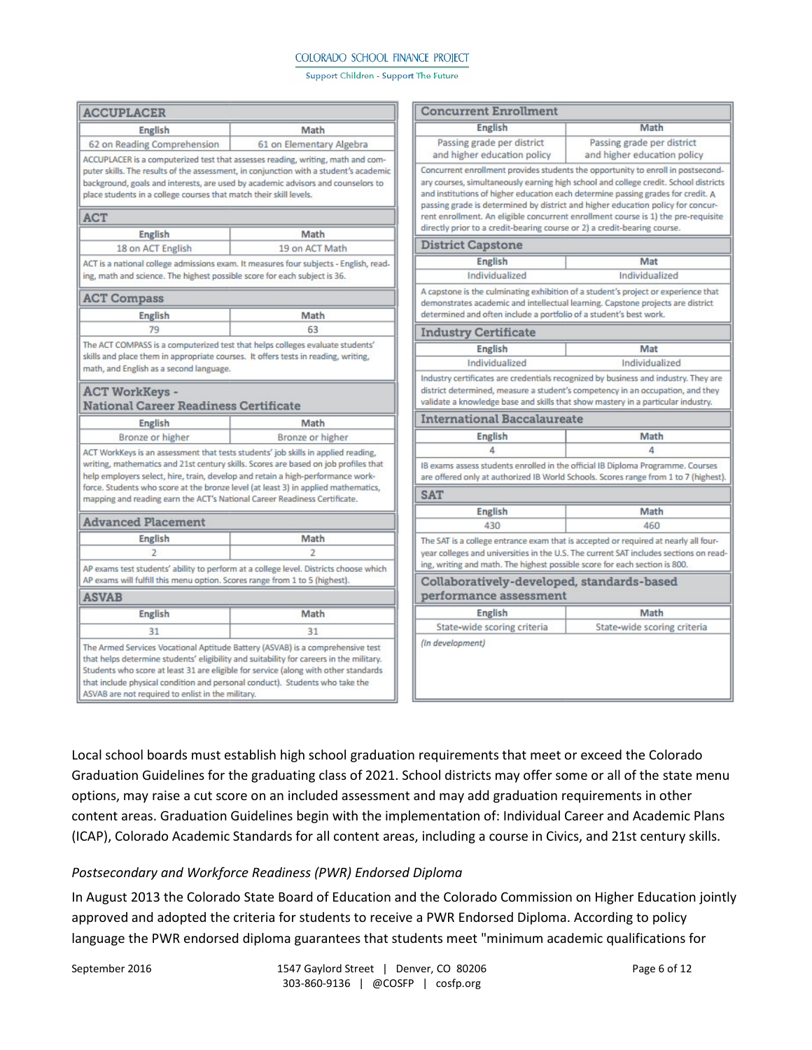### ACCUPLACER

| English | Math |
|---|---|
| 62 on Reading Comprehension | 61 on Elementary Algebra |

ACCUPLACER is a computerized test that assesses reading, writing, math and computer skills. The results of the assessment, in conjunction with a student's academic background, goals and interests, are used by academic advisors and counselors to place students in a college courses that match their skill levels.

### ACT

| English | Math |
|---|---|
| 18 on ACT English | 19 on ACT Math |

ACT is a national college admissions exam. It measures four subjects - English, reading, math and science. The highest possible score for each subject is 36.

### ACT Compass

| English | Math |
|---|---|
| 79 | 63 |

The ACT COMPASS is a computerized test that helps colleges evaluate students' skills and place them in appropriate courses. It offers tests in reading, writing, math, and English as a second language.

### ACT WorkKeys - National Career Readiness Certificate

| English | Math |
|---|---|
| Bronze or higher | Bronze or higher |

ACT WorkKeys is an assessment that tests students' job skills in applied reading, writing, mathematics and 21st century skills. Scores are based on job profiles that help employers select, hire, train, develop and retain a high-performance workforce. Students who score at the bronze level (at least 3) in applied mathematics, mapping and reading earn the ACT's National Career Readiness Certificate.

### Advanced Placement

| English | Math |
|---|---|
| 2 | 2 |

AP exams test students' ability to perform at a college level. Districts choose which AP exams will fulfill this menu option. Scores range from 1 to 5 (highest).

### ASVAB

| English | Math |
|---|---|
| 31 | 31 |

The Armed Services Vocational Aptitude Battery (ASVAB) is a comprehensive test that helps determine students' eligibility and suitability for careers in the military. Students who score at least 31 are eligible for service (along with other standards that include physical condition and personal conduct). Students who take the ASVAB are not required to enlist in the military.

### Concurrent Enrollment

| English | Math |
|---|---|
| Passing grade per district and higher education policy | Passing grade per district and higher education policy |

Concurrent enrollment provides students the opportunity to enroll in postsecondary courses, simultaneously earning high school and college credit. School districts and institutions of higher education each determine passing grades for credit. A passing grade is determined by district and higher education policy for concurrent enrollment. An eligible concurrent enrollment course is 1) the pre-requisite directly prior to a credit-bearing course or 2) a credit-bearing course.

### District Capstone

| English | Mat |
|---|---|
| Individualized | Individualized |

A capstone is the culminating exhibition of a student's project or experience that demonstrates academic and intellectual learning. Capstone projects are district determined and often include a portfolio of a student's best work.

### Industry Certificate

| English | Mat |
|---|---|
| Individualized | Individualized |

Industry certificates are credentials recognized by business and industry. They are district determined, measure a student's competency in an occupation, and they validate a knowledge base and skills that show mastery in a particular industry.

### International Baccalaureate

| English | Math |
|---|---|
| 4 | 4 |

IB exams assess students enrolled in the official IB Diploma Programme. Courses are offered only at authorized IB World Schools. Scores range from 1 to 7 (highest).

### SAT

| English | Math |
|---|---|
| 430 | 460 |

The SAT is a college entrance exam that is accepted or required at nearly all four-year colleges and universities in the U.S. The current SAT includes sections on reading, writing and math. The highest possible score for each section is 800.

### Collaboratively-developed, standards-based performance assessment

| English | Math |
|---|---|
| State-wide scoring criteria | State-wide scoring criteria |

*(In development)*

Local school boards must establish high school graduation requirements that meet or exceed the Colorado Graduation Guidelines for the graduating class of 2021. School districts may offer some or all of the state menu options, may raise a cut score on an included assessment and may add graduation requirements in other content areas. Graduation Guidelines begin with the implementation of: Individual Career and Academic Plans (ICAP), Colorado Academic Standards for all content areas, including a course in Civics, and 21st century skills.

*Postsecondary and Workforce Readiness (PWR) Endorsed Diploma*

In August 2013 the Colorado State Board of Education and the Colorado Commission on Higher Education jointly approved and adopted the criteria for students to receive a PWR Endorsed Diploma. According to policy language the PWR endorsed diploma guarantees that students meet "minimum academic qualifications for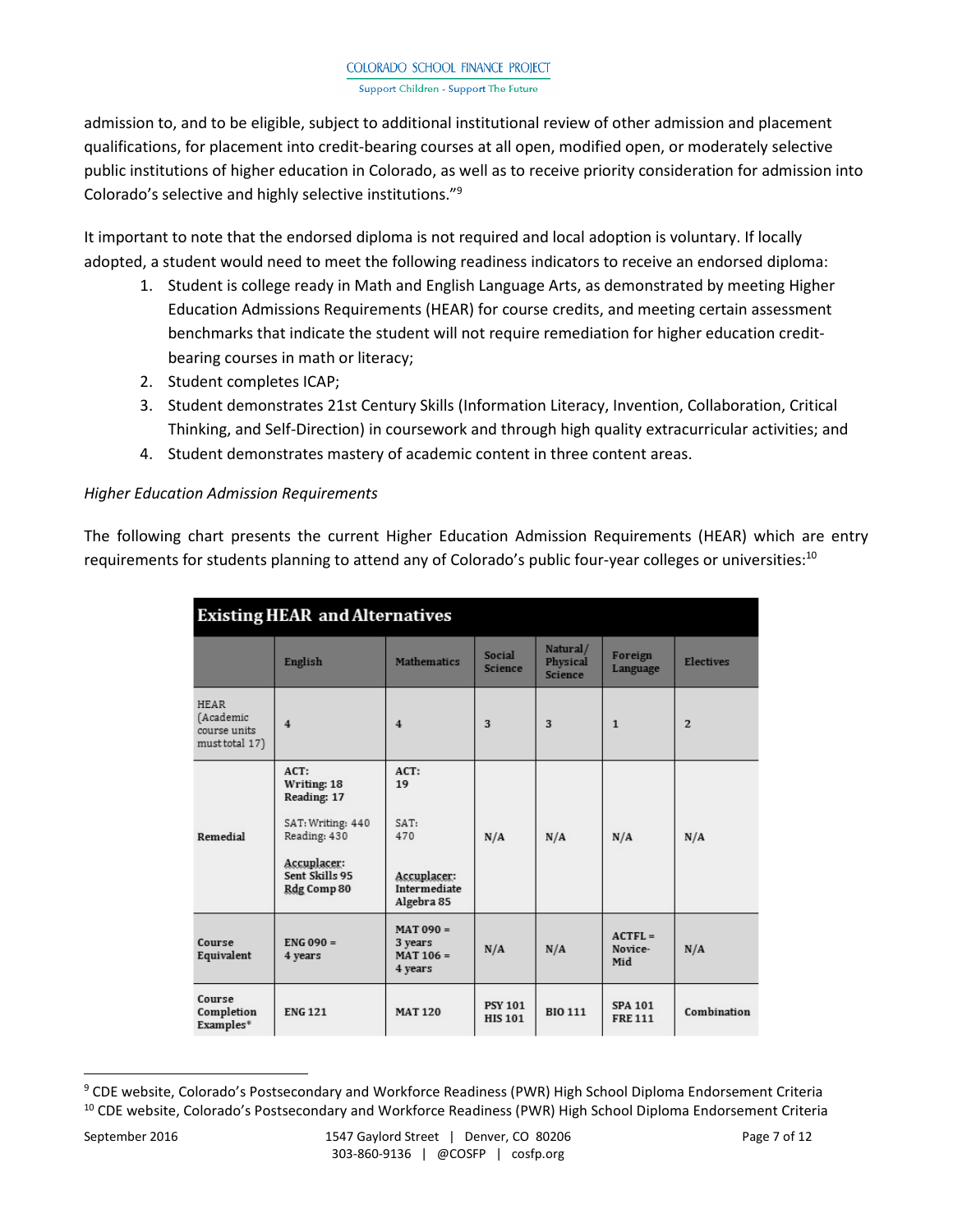admission to, and to be eligible, subject to additional institutional review of other admission and placement qualifications, for placement into credit-bearing courses at all open, modified open, or moderately selective public institutions of higher education in Colorado, as well as to receive priority consideration for admission into Colorado's selective and highly selective institutions."[9]

It important to note that the endorsed diploma is not required and local adoption is voluntary. If locally adopted, a student would need to meet the following readiness indicators to receive an endorsed diploma:

1. Student is college ready in Math and English Language Arts, as demonstrated by meeting Higher Education Admissions Requirements (HEAR) for course credits, and meeting certain assessment benchmarks that indicate the student will not require remediation for higher education credit-bearing courses in math or literacy;
2. Student completes ICAP;
3. Student demonstrates 21st Century Skills (Information Literacy, Invention, Collaboration, Critical Thinking, and Self-Direction) in coursework and through high quality extracurricular activities; and
4. Student demonstrates mastery of academic content in three content areas.

*Higher Education Admission Requirements*

The following chart presents the current Higher Education Admission Requirements (HEAR) which are entry requirements for students planning to attend any of Colorado's public four-year colleges or universities:[10]

**Existing HEAR and Alternatives**

| | English | Mathematics | Social Science | Natural/ Physical Science | Foreign Language | Electives |
|---|---|---|---|---|---|---|
| HEAR (Academic course units must total 17) | 4 | 4 | 3 | 3 | 1 | 2 |
| Remedial | ACT: Writing: 18 Reading: 17<br>SAT: Writing: 440 Reading: 430<br>Accuplacer: Sent Skills 95 Rdg Comp 80 | ACT: 19<br>SAT: 470<br>Accuplacer: Intermediate Algebra 85 | N/A | N/A | N/A | N/A |
| Course Equivalent | ENG 090 = 4 years | MAT 090 = 3 years MAT 106 = 4 years | N/A | N/A | ACTFL = Novice-Mid | N/A |
| Course Completion Examples* | ENG 121 | MAT 120 | PSY 101 HIS 101 | BIO 111 | SPA 101 FRE 111 | Combination |

---

[9] CDE website, Colorado's Postsecondary and Workforce Readiness (PWR) High School Diploma Endorsement Criteria

[10] CDE website, Colorado's Postsecondary and Workforce Readiness (PWR) High School Diploma Endorsement Criteria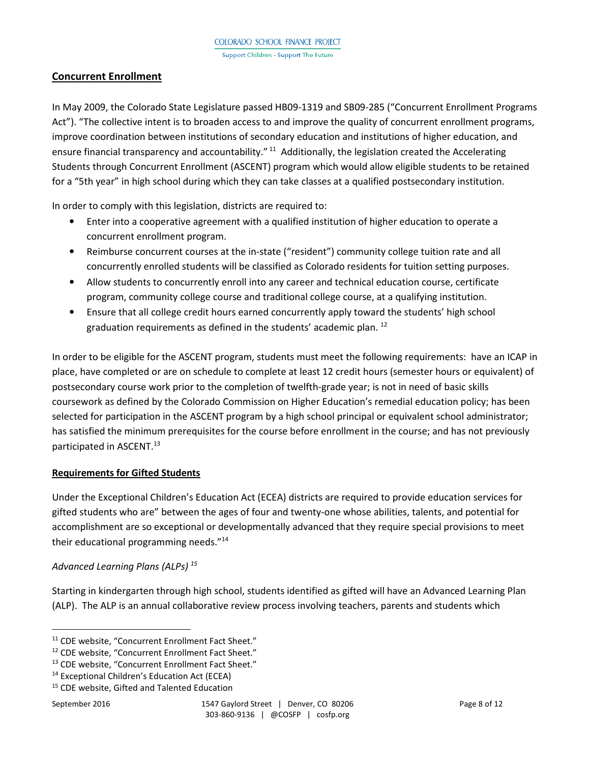## Concurrent Enrollment

In May 2009, the Colorado State Legislature passed HB09-1319 and SB09-285 ("Concurrent Enrollment Programs Act"). "The collective intent is to broaden access to and improve the quality of concurrent enrollment programs, improve coordination between institutions of secondary education and institutions of higher education, and ensure financial transparency and accountability." [11] Additionally, the legislation created the Accelerating Students through Concurrent Enrollment (ASCENT) program which would allow eligible students to be retained for a "5th year" in high school during which they can take classes at a qualified postsecondary institution.

In order to comply with this legislation, districts are required to:

- Enter into a cooperative agreement with a qualified institution of higher education to operate a concurrent enrollment program.
- Reimburse concurrent courses at the in-state ("resident") community college tuition rate and all concurrently enrolled students will be classified as Colorado residents for tuition setting purposes.
- Allow students to concurrently enroll into any career and technical education course, certificate program, community college course and traditional college course, at a qualifying institution.
- Ensure that all college credit hours earned concurrently apply toward the students' high school graduation requirements as defined in the students' academic plan. [12]

In order to be eligible for the ASCENT program, students must meet the following requirements: have an ICAP in place, have completed or are on schedule to complete at least 12 credit hours (semester hours or equivalent) of postsecondary course work prior to the completion of twelfth-grade year; is not in need of basic skills coursework as defined by the Colorado Commission on Higher Education's remedial education policy; has been selected for participation in the ASCENT program by a high school principal or equivalent school administrator; has satisfied the minimum prerequisites for the course before enrollment in the course; and has not previously participated in ASCENT.[13]

## Requirements for Gifted Students

Under the Exceptional Children's Education Act (ECEA) districts are required to provide education services for gifted students who are" between the ages of four and twenty-one whose abilities, talents, and potential for accomplishment are so exceptional or developmentally advanced that they require special provisions to meet their educational programming needs."[14]

### *Advanced Learning Plans (ALPs) [15]*

Starting in kindergarten through high school, students identified as gifted will have an Advanced Learning Plan (ALP). The ALP is an annual collaborative review process involving teachers, parents and students which

---

[11] CDE website, "Concurrent Enrollment Fact Sheet."

[12] CDE website, "Concurrent Enrollment Fact Sheet."

[13] CDE website, "Concurrent Enrollment Fact Sheet."

[14] Exceptional Children's Education Act (ECEA)

[15] CDE website, Gifted and Talented Education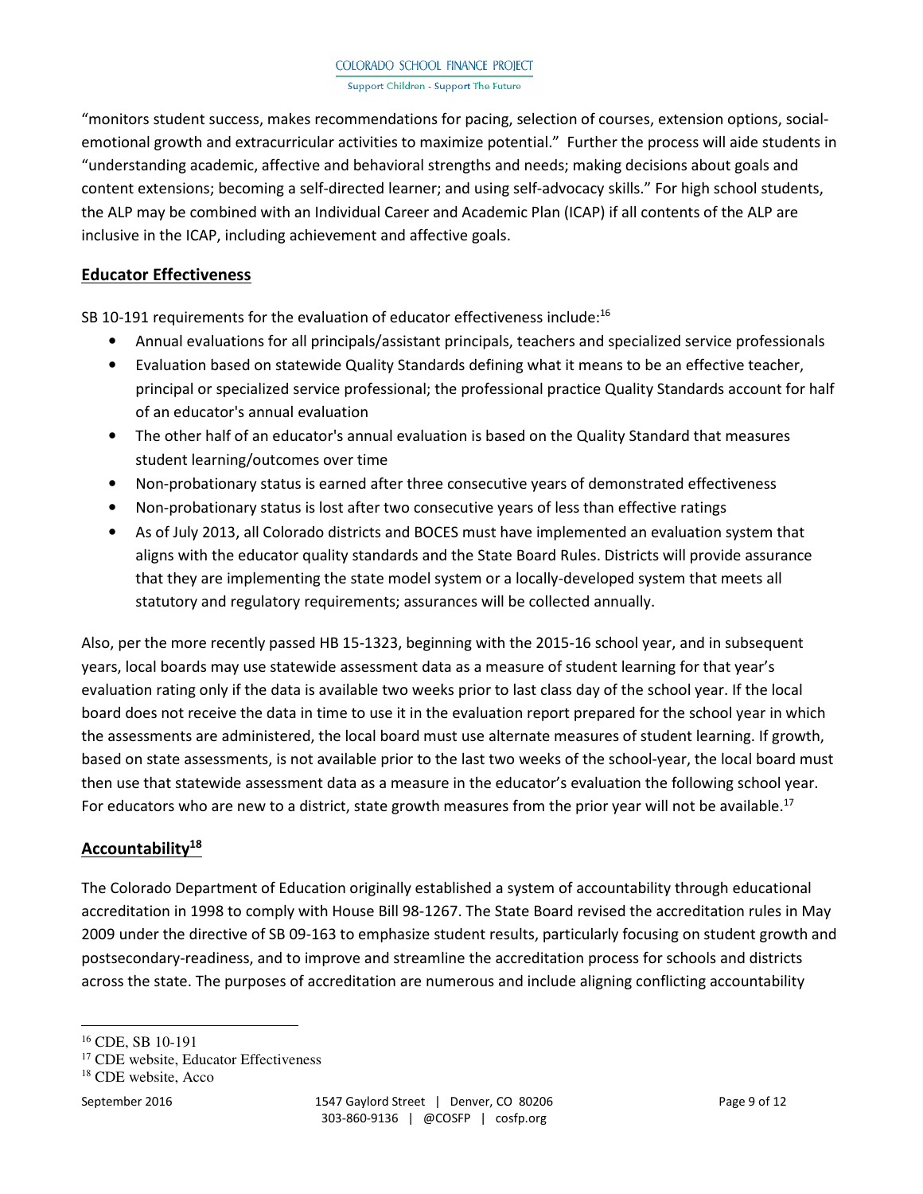"monitors student success, makes recommendations for pacing, selection of courses, extension options, social-emotional growth and extracurricular activities to maximize potential." Further the process will aide students in "understanding academic, affective and behavioral strengths and needs; making decisions about goals and content extensions; becoming a self-directed learner; and using self-advocacy skills." For high school students, the ALP may be combined with an Individual Career and Academic Plan (ICAP) if all contents of the ALP are inclusive in the ICAP, including achievement and affective goals.

## Educator Effectiveness

SB 10-191 requirements for the evaluation of educator effectiveness include:[16]

- Annual evaluations for all principals/assistant principals, teachers and specialized service professionals
- Evaluation based on statewide Quality Standards defining what it means to be an effective teacher, principal or specialized service professional; the professional practice Quality Standards account for half of an educator's annual evaluation
- The other half of an educator's annual evaluation is based on the Quality Standard that measures student learning/outcomes over time
- Non-probationary status is earned after three consecutive years of demonstrated effectiveness
- Non-probationary status is lost after two consecutive years of less than effective ratings
- As of July 2013, all Colorado districts and BOCES must have implemented an evaluation system that aligns with the educator quality standards and the State Board Rules. Districts will provide assurance that they are implementing the state model system or a locally-developed system that meets all statutory and regulatory requirements; assurances will be collected annually.

Also, per the more recently passed HB 15-1323, beginning with the 2015-16 school year, and in subsequent years, local boards may use statewide assessment data as a measure of student learning for that year's evaluation rating only if the data is available two weeks prior to last class day of the school year. If the local board does not receive the data in time to use it in the evaluation report prepared for the school year in which the assessments are administered, the local board must use alternate measures of student learning. If growth, based on state assessments, is not available prior to the last two weeks of the school-year, the local board must then use that statewide assessment data as a measure in the educator's evaluation the following school year. For educators who are new to a district, state growth measures from the prior year will not be available.[17]

## Accountability[18]

The Colorado Department of Education originally established a system of accountability through educational accreditation in 1998 to comply with House Bill 98-1267. The State Board revised the accreditation rules in May 2009 under the directive of SB 09-163 to emphasize student results, particularly focusing on student growth and postsecondary-readiness, and to improve and streamline the accreditation process for schools and districts across the state. The purposes of accreditation are numerous and include aligning conflicting accountability

---

[16] CDE, SB 10-191

[17] CDE website, Educator Effectiveness

[18] CDE website, Acco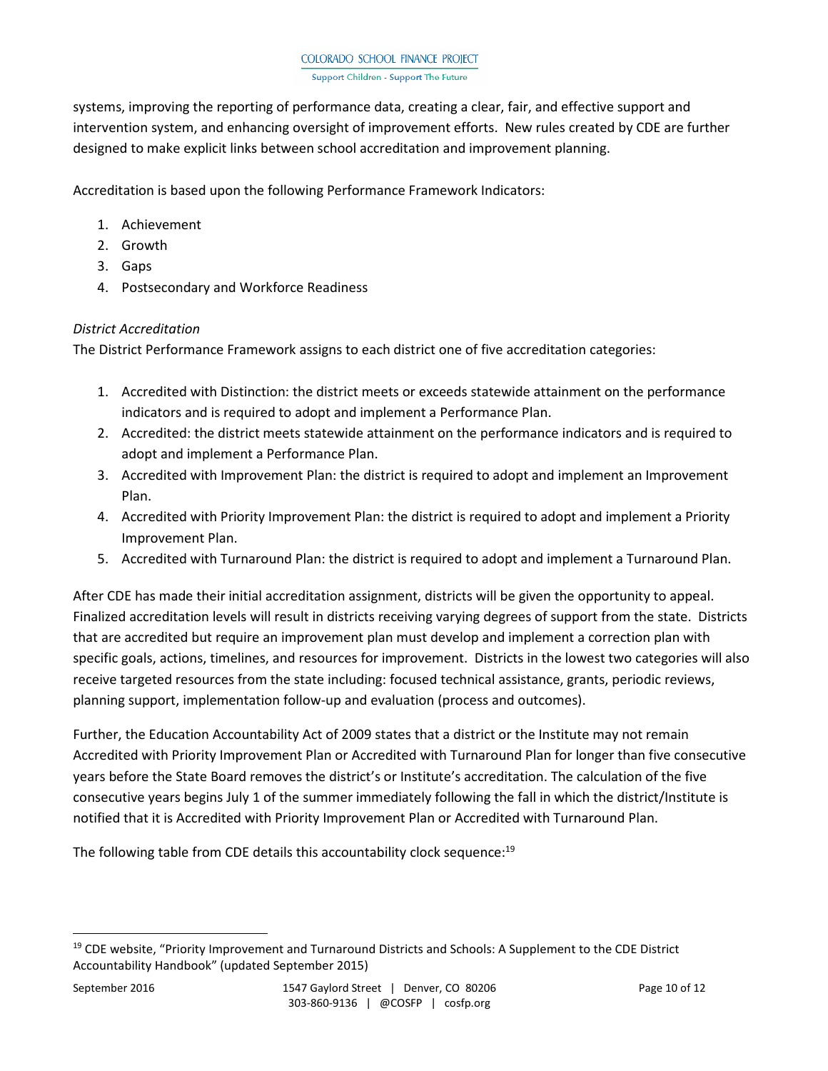systems, improving the reporting of performance data, creating a clear, fair, and effective support and intervention system, and enhancing oversight of improvement efforts. New rules created by CDE are further designed to make explicit links between school accreditation and improvement planning.

Accreditation is based upon the following Performance Framework Indicators:

1. Achievement
2. Growth
3. Gaps
4. Postsecondary and Workforce Readiness

*District Accreditation*

The District Performance Framework assigns to each district one of five accreditation categories:

1. Accredited with Distinction: the district meets or exceeds statewide attainment on the performance indicators and is required to adopt and implement a Performance Plan.
2. Accredited: the district meets statewide attainment on the performance indicators and is required to adopt and implement a Performance Plan.
3. Accredited with Improvement Plan: the district is required to adopt and implement an Improvement Plan.
4. Accredited with Priority Improvement Plan: the district is required to adopt and implement a Priority Improvement Plan.
5. Accredited with Turnaround Plan: the district is required to adopt and implement a Turnaround Plan.

After CDE has made their initial accreditation assignment, districts will be given the opportunity to appeal. Finalized accreditation levels will result in districts receiving varying degrees of support from the state. Districts that are accredited but require an improvement plan must develop and implement a correction plan with specific goals, actions, timelines, and resources for improvement. Districts in the lowest two categories will also receive targeted resources from the state including: focused technical assistance, grants, periodic reviews, planning support, implementation follow-up and evaluation (process and outcomes).

Further, the Education Accountability Act of 2009 states that a district or the Institute may not remain Accredited with Priority Improvement Plan or Accredited with Turnaround Plan for longer than five consecutive years before the State Board removes the district's or Institute's accreditation. The calculation of the five consecutive years begins July 1 of the summer immediately following the fall in which the district/Institute is notified that it is Accredited with Priority Improvement Plan or Accredited with Turnaround Plan.

The following table from CDE details this accountability clock sequence:[19]

[19] CDE website, "Priority Improvement and Turnaround Districts and Schools: A Supplement to the CDE District Accountability Handbook" (updated September 2015)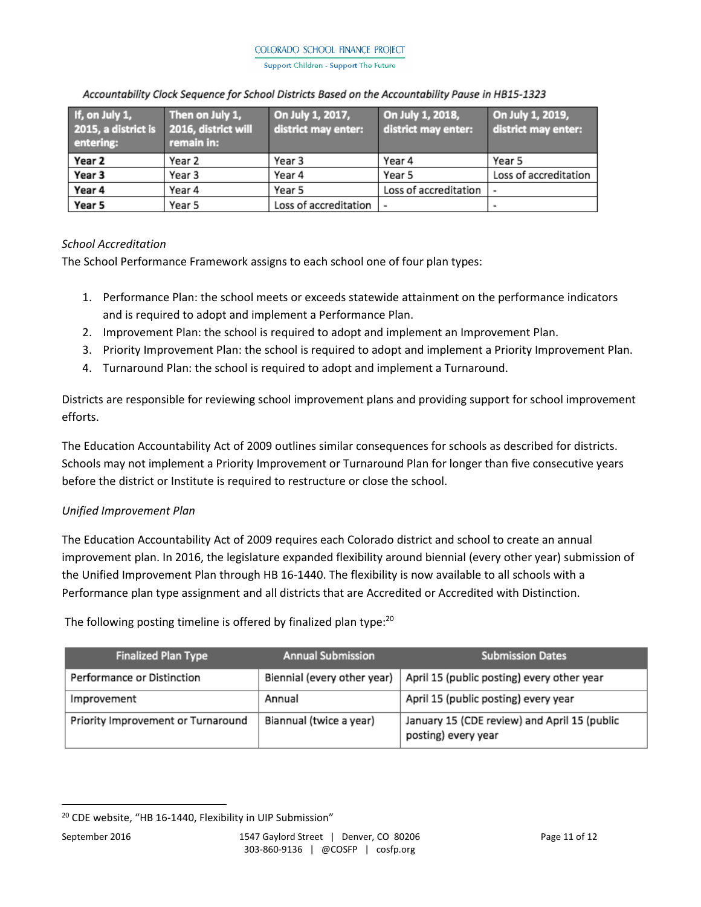*Accountability Clock Sequence for School Districts Based on the Accountability Pause in HB15-1323*

| If, on July 1, 2015, a district is entering: | Then on July 1, 2016, district will remain in: | On July 1, 2017, district may enter: | On July 1, 2018, district may enter: | On July 1, 2019, district may enter: |
|---|---|---|---|---|
| **Year 2** | Year 2 | Year 3 | Year 4 | Year 5 |
| **Year 3** | Year 3 | Year 4 | Year 5 | Loss of accreditation |
| **Year 4** | Year 4 | Year 5 | Loss of accreditation | - |
| **Year 5** | Year 5 | Loss of accreditation | - | - |

*School Accreditation*

The School Performance Framework assigns to each school one of four plan types:

1. Performance Plan: the school meets or exceeds statewide attainment on the performance indicators and is required to adopt and implement a Performance Plan.
2. Improvement Plan: the school is required to adopt and implement an Improvement Plan.
3. Priority Improvement Plan: the school is required to adopt and implement a Priority Improvement Plan.
4. Turnaround Plan: the school is required to adopt and implement a Turnaround.

Districts are responsible for reviewing school improvement plans and providing support for school improvement efforts.

The Education Accountability Act of 2009 outlines similar consequences for schools as described for districts. Schools may not implement a Priority Improvement or Turnaround Plan for longer than five consecutive years before the district or Institute is required to restructure or close the school.

*Unified Improvement Plan*

The Education Accountability Act of 2009 requires each Colorado district and school to create an annual improvement plan. In 2016, the legislature expanded flexibility around biennial (every other year) submission of the Unified Improvement Plan through HB 16-1440. The flexibility is now available to all schools with a Performance plan type assignment and all districts that are Accredited or Accredited with Distinction.

The following posting timeline is offered by finalized plan type:[20]

| Finalized Plan Type | Annual Submission | Submission Dates |
|---|---|---|
| Performance or Distinction | Biennial (every other year) | April 15 (public posting) every other year |
| Improvement | Annual | April 15 (public posting) every year |
| Priority Improvement or Turnaround | Biannual (twice a year) | January 15 (CDE review) and April 15 (public posting) every year |

[20] CDE website, "HB 16-1440, Flexibility in UIP Submission"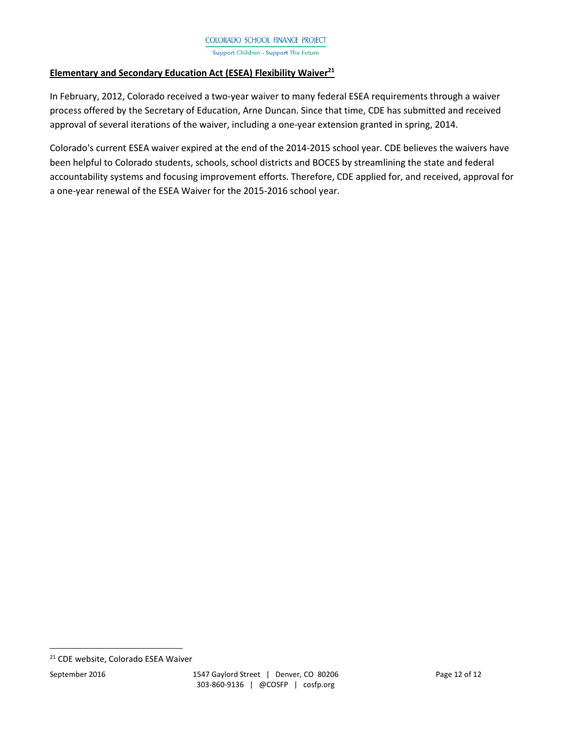**Elementary and Secondary Education Act (ESEA) Flexibility Waiver[21]**

In February, 2012, Colorado received a two-year waiver to many federal ESEA requirements through a waiver process offered by the Secretary of Education, Arne Duncan. Since that time, CDE has submitted and received approval of several iterations of the waiver, including a one-year extension granted in spring, 2014.

Colorado's current ESEA waiver expired at the end of the 2014-2015 school year. CDE believes the waivers have been helpful to Colorado students, schools, school districts and BOCES by streamlining the state and federal accountability systems and focusing improvement efforts. Therefore, CDE applied for, and received, approval for a one-year renewal of the ESEA Waiver for the 2015-2016 school year.

[21] CDE website, Colorado ESEA Waiver